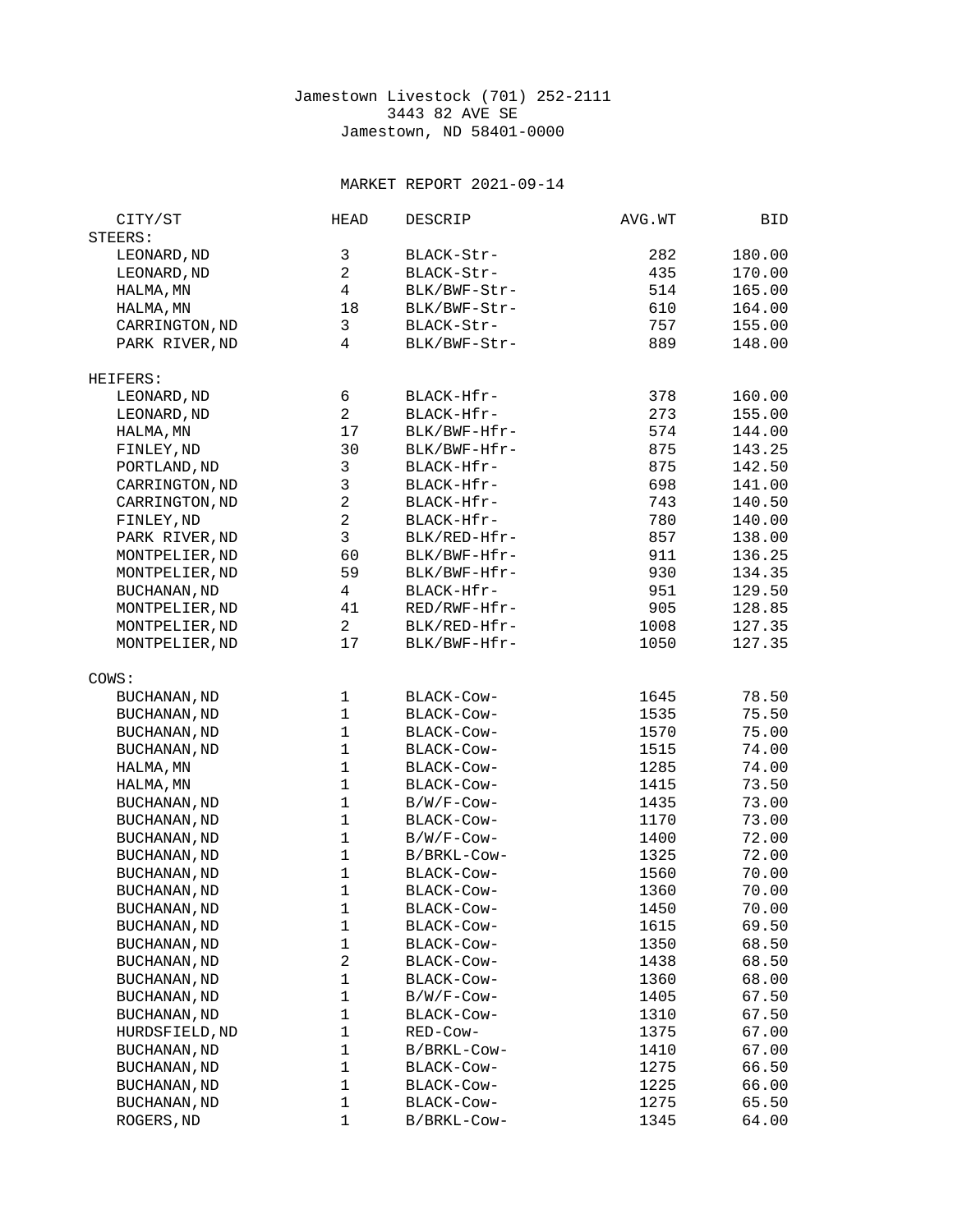Jamestown Livestock (701) 252-2111
3443 82 AVE SE
Jamestown, ND 58401-0000

MARKET REPORT 2021-09-14

| CITY/ST | HEAD | DESCRIP | AVG.WT | BID |
|---|---|---|---|---|
| **STEERS:** | | | | |
| LEONARD,ND | 3 | BLACK-Str- | 282 | 180.00 |
| LEONARD,ND | 2 | BLACK-Str- | 435 | 170.00 |
| HALMA,MN | 4 | BLK/BWF-Str- | 514 | 165.00 |
| HALMA,MN | 18 | BLK/BWF-Str- | 610 | 164.00 |
| CARRINGTON,ND | 3 | BLACK-Str- | 757 | 155.00 |
| PARK RIVER,ND | 4 | BLK/BWF-Str- | 889 | 148.00 |
| **HEIFERS:** | | | | |
| LEONARD,ND | 6 | BLACK-Hfr- | 378 | 160.00 |
| LEONARD,ND | 2 | BLACK-Hfr- | 273 | 155.00 |
| HALMA,MN | 17 | BLK/BWF-Hfr- | 574 | 144.00 |
| FINLEY,ND | 30 | BLK/BWF-Hfr- | 875 | 143.25 |
| PORTLAND,ND | 3 | BLACK-Hfr- | 875 | 142.50 |
| CARRINGTON,ND | 3 | BLACK-Hfr- | 698 | 141.00 |
| CARRINGTON,ND | 2 | BLACK-Hfr- | 743 | 140.50 |
| FINLEY,ND | 2 | BLACK-Hfr- | 780 | 140.00 |
| PARK RIVER,ND | 3 | BLK/RED-Hfr- | 857 | 138.00 |
| MONTPELIER,ND | 60 | BLK/BWF-Hfr- | 911 | 136.25 |
| MONTPELIER,ND | 59 | BLK/BWF-Hfr- | 930 | 134.35 |
| BUCHANAN,ND | 4 | BLACK-Hfr- | 951 | 129.50 |
| MONTPELIER,ND | 41 | RED/RWF-Hfr- | 905 | 128.85 |
| MONTPELIER,ND | 2 | BLK/RED-Hfr- | 1008 | 127.35 |
| MONTPELIER,ND | 17 | BLK/BWF-Hfr- | 1050 | 127.35 |
| **COWS:** | | | | |
| BUCHANAN,ND | 1 | BLACK-Cow- | 1645 | 78.50 |
| BUCHANAN,ND | 1 | BLACK-Cow- | 1535 | 75.50 |
| BUCHANAN,ND | 1 | BLACK-Cow- | 1570 | 75.00 |
| BUCHANAN,ND | 1 | BLACK-Cow- | 1515 | 74.00 |
| HALMA,MN | 1 | BLACK-Cow- | 1285 | 74.00 |
| HALMA,MN | 1 | BLACK-Cow- | 1415 | 73.50 |
| BUCHANAN,ND | 1 | B/W/F-Cow- | 1435 | 73.00 |
| BUCHANAN,ND | 1 | BLACK-Cow- | 1170 | 73.00 |
| BUCHANAN,ND | 1 | B/W/F-Cow- | 1400 | 72.00 |
| BUCHANAN,ND | 1 | B/BRKL-Cow- | 1325 | 72.00 |
| BUCHANAN,ND | 1 | BLACK-Cow- | 1560 | 70.00 |
| BUCHANAN,ND | 1 | BLACK-Cow- | 1360 | 70.00 |
| BUCHANAN,ND | 1 | BLACK-Cow- | 1450 | 70.00 |
| BUCHANAN,ND | 1 | BLACK-Cow- | 1615 | 69.50 |
| BUCHANAN,ND | 1 | BLACK-Cow- | 1350 | 68.50 |
| BUCHANAN,ND | 2 | BLACK-Cow- | 1438 | 68.50 |
| BUCHANAN,ND | 1 | BLACK-Cow- | 1360 | 68.00 |
| BUCHANAN,ND | 1 | B/W/F-Cow- | 1405 | 67.50 |
| BUCHANAN,ND | 1 | BLACK-Cow- | 1310 | 67.50 |
| HURDSFIELD,ND | 1 | RED-Cow- | 1375 | 67.00 |
| BUCHANAN,ND | 1 | B/BRKL-Cow- | 1410 | 67.00 |
| BUCHANAN,ND | 1 | BLACK-Cow- | 1275 | 66.50 |
| BUCHANAN,ND | 1 | BLACK-Cow- | 1225 | 66.00 |
| BUCHANAN,ND | 1 | BLACK-Cow- | 1275 | 65.50 |
| ROGERS,ND | 1 | B/BRKL-Cow- | 1345 | 64.00 |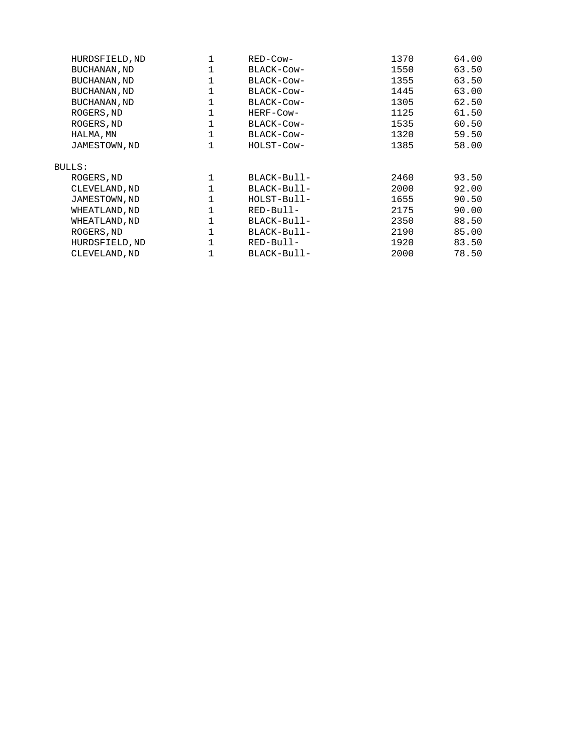| | | | | |
|---|---|---|---|---|
| HURDSFIELD,ND | 1 | RED-Cow- | 1370 | 64.00 |
| BUCHANAN,ND | 1 | BLACK-Cow- | 1550 | 63.50 |
| BUCHANAN,ND | 1 | BLACK-Cow- | 1355 | 63.50 |
| BUCHANAN,ND | 1 | BLACK-Cow- | 1445 | 63.00 |
| BUCHANAN,ND | 1 | BLACK-Cow- | 1305 | 62.50 |
| ROGERS,ND | 1 | HERF-Cow- | 1125 | 61.50 |
| ROGERS,ND | 1 | BLACK-Cow- | 1535 | 60.50 |
| HALMA,MN | 1 | BLACK-Cow- | 1320 | 59.50 |
| JAMESTOWN,ND | 1 | HOLST-Cow- | 1385 | 58.00 |

BULLS:

| | | | | |
|---|---|---|---|---|
| ROGERS,ND | 1 | BLACK-Bull- | 2460 | 93.50 |
| CLEVELAND,ND | 1 | BLACK-Bull- | 2000 | 92.00 |
| JAMESTOWN,ND | 1 | HOLST-Bull- | 1655 | 90.50 |
| WHEATLAND,ND | 1 | RED-Bull- | 2175 | 90.00 |
| WHEATLAND,ND | 1 | BLACK-Bull- | 2350 | 88.50 |
| ROGERS,ND | 1 | BLACK-Bull- | 2190 | 85.00 |
| HURDSFIELD,ND | 1 | RED-Bull- | 1920 | 83.50 |
| CLEVELAND,ND | 1 | BLACK-Bull- | 2000 | 78.50 |